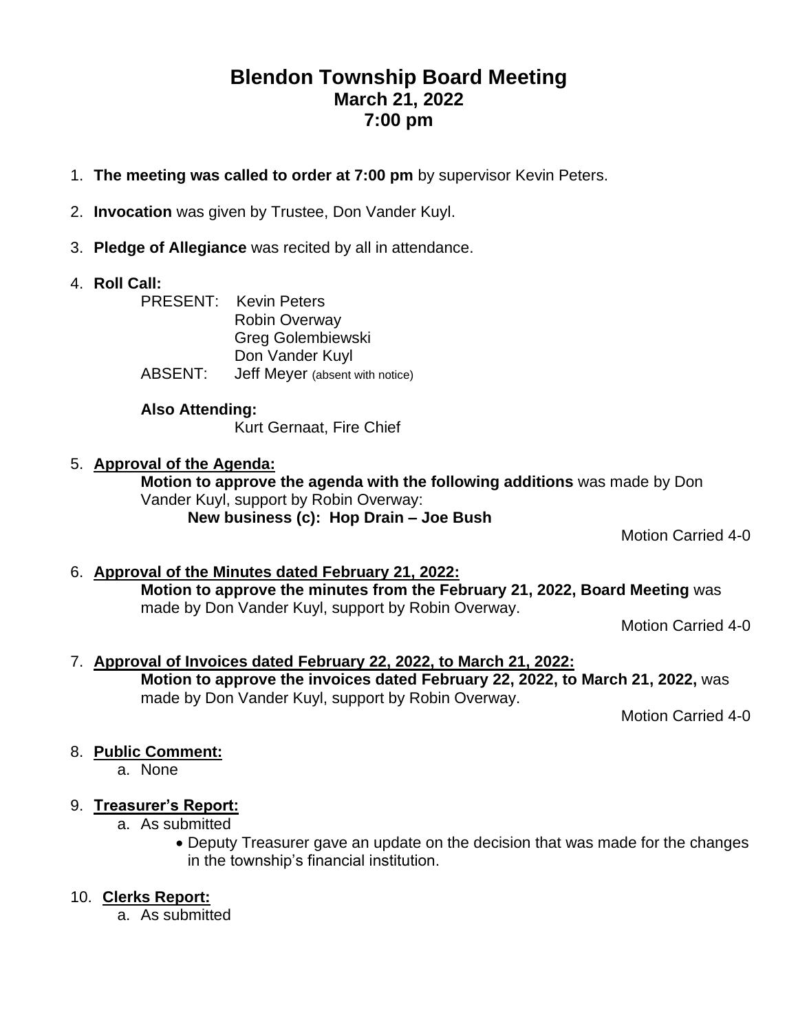# Blendon Township Board Meeting
## March 21, 2022
## 7:00 pm

1. **The meeting was called to order at 7:00 pm** by supervisor Kevin Peters.

2. **Invocation** was given by Trustee, Don Vander Kuyl.

3. **Pledge of Allegiance** was recited by all in attendance.

4. **Roll Call:**

   PRESENT: Kevin Peters
   Robin Overway
   Greg Golembiewski
   Don Vander Kuyl

   ABSENT: Jeff Meyer (absent with notice)

   **Also Attending:**
   Kurt Gernaat, Fire Chief

5. **Approval of the Agenda:**

   **Motion to approve the agenda with the following additions** was made by Don Vander Kuyl, support by Robin Overway:

   **New business (c): Hop Drain – Joe Bush**

   Motion Carried 4-0

6. **Approval of the Minutes dated February 21, 2022:**

   **Motion to approve the minutes from the February 21, 2022, Board Meeting** was made by Don Vander Kuyl, support by Robin Overway.

   Motion Carried 4-0

7. **Approval of Invoices dated February 22, 2022, to March 21, 2022:**

   **Motion to approve the invoices dated February 22, 2022, to March 21, 2022,** was made by Don Vander Kuyl, support by Robin Overway.

   Motion Carried 4-0

8. **Public Comment:**
   a. None

9. **Treasurer's Report:**
   a. As submitted
      - Deputy Treasurer gave an update on the decision that was made for the changes in the township's financial institution.

10. **Clerks Report:**
    a. As submitted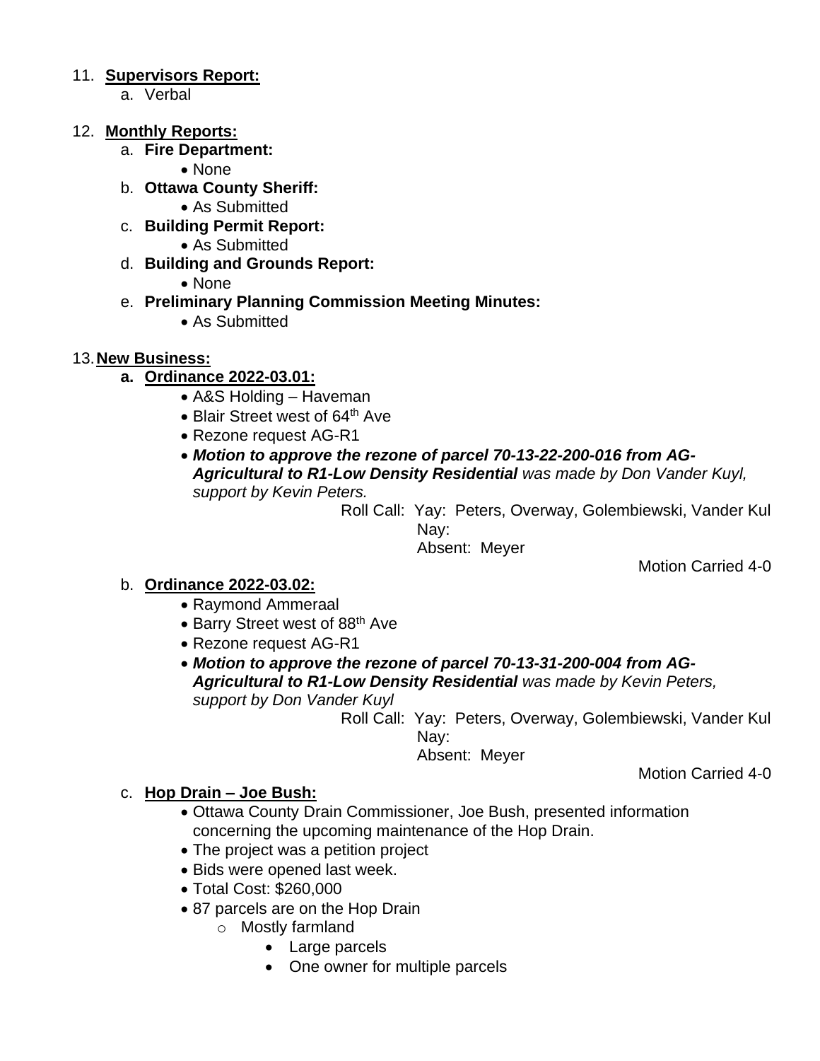11. **Supervisors Report:**
    a. Verbal

12. **Monthly Reports:**
    a. **Fire Department:**
       - None
    b. **Ottawa County Sheriff:**
       - As Submitted
    c. **Building Permit Report:**
       - As Submitted
    d. **Building and Grounds Report:**
       - None
    e. **Preliminary Planning Commission Meeting Minutes:**
       - As Submitted

13. **New Business:**
    **a. Ordinance 2022-03.01:**
       - A&S Holding – Haveman
       - Blair Street west of 64th Ave
       - Rezone request AG-R1
       - ***Motion to approve the rezone of parcel 70-13-22-200-016 from AG-Agricultural to R1-Low Density Residential*** *was made by Don Vander Kuyl, support by Kevin Peters.*

         Roll Call: Yay: Peters, Overway, Golembiewski, Vander Kul
         Nay:
         Absent: Meyer

         Motion Carried 4-0

    b. **Ordinance 2022-03.02:**
       - Raymond Ammeraal
       - Barry Street west of 88th Ave
       - Rezone request AG-R1
       - ***Motion to approve the rezone of parcel 70-13-31-200-004 from AG-Agricultural to R1-Low Density Residential*** *was made by Kevin Peters, support by Don Vander Kuyl*

         Roll Call: Yay: Peters, Overway, Golembiewski, Vander Kul
         Nay:
         Absent: Meyer

         Motion Carried 4-0

    c. **Hop Drain – Joe Bush:**
       - Ottawa County Drain Commissioner, Joe Bush, presented information concerning the upcoming maintenance of the Hop Drain.
       - The project was a petition project
       - Bids were opened last week.
       - Total Cost: $260,000
       - 87 parcels are on the Hop Drain
         - Mostly farmland
           - Large parcels
           - One owner for multiple parcels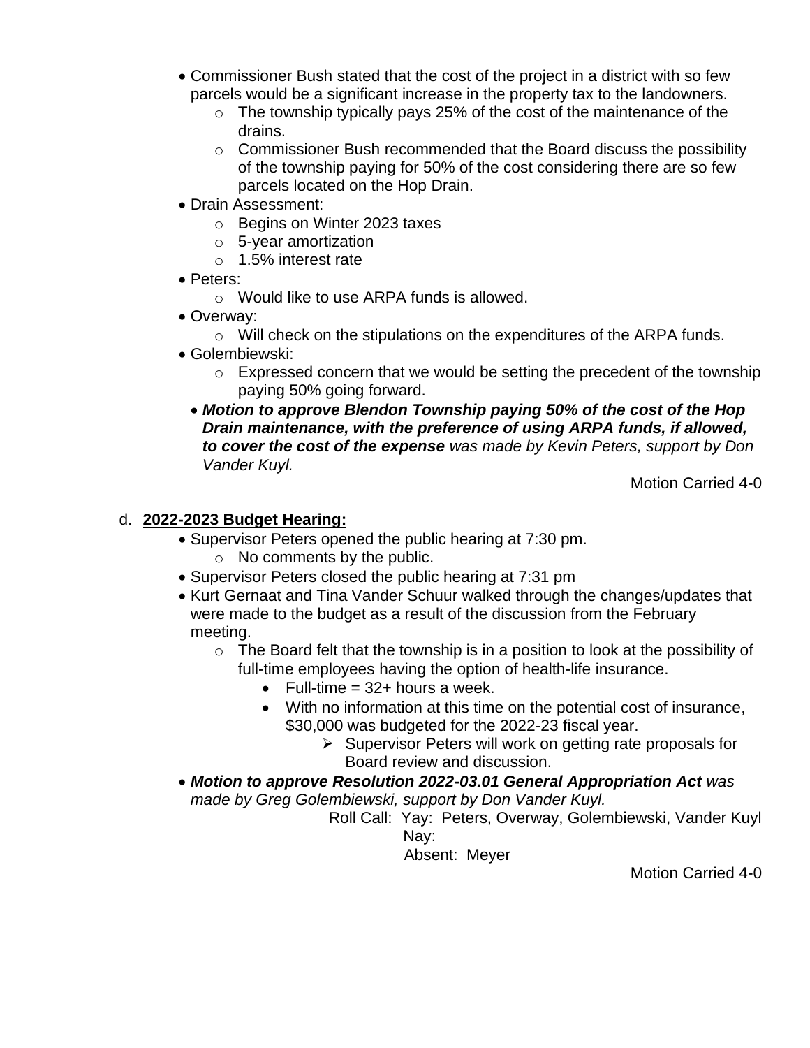- Commissioner Bush stated that the cost of the project in a district with so few parcels would be a significant increase in the property tax to the landowners.
  - The township typically pays 25% of the cost of the maintenance of the drains.
  - Commissioner Bush recommended that the Board discuss the possibility of the township paying for 50% of the cost considering there are so few parcels located on the Hop Drain.
- Drain Assessment:
  - Begins on Winter 2023 taxes
  - 5-year amortization
  - 1.5% interest rate
- Peters:
  - Would like to use ARPA funds is allowed.
- Overway:
  - Will check on the stipulations on the expenditures of the ARPA funds.
- Golembiewski:
  - Expressed concern that we would be setting the precedent of the township paying 50% going forward.
- ***Motion to approve Blendon Township paying 50% of the cost of the Hop Drain maintenance, with the preference of using ARPA funds, if allowed, to cover the cost of the expense*** *was made by Kevin Peters, support by Don Vander Kuyl.*

Motion Carried 4-0

d. **2022-2023 Budget Hearing:**

- Supervisor Peters opened the public hearing at 7:30 pm.
  - No comments by the public.
- Supervisor Peters closed the public hearing at 7:31 pm
- Kurt Gernaat and Tina Vander Schuur walked through the changes/updates that were made to the budget as a result of the discussion from the February meeting.
  - The Board felt that the township is in a position to look at the possibility of full-time employees having the option of health-life insurance.
    - Full-time = 32+ hours a week.
    - With no information at this time on the potential cost of insurance, $30,000 was budgeted for the 2022-23 fiscal year.
      - Supervisor Peters will work on getting rate proposals for Board review and discussion.
- ***Motion to approve Resolution 2022-03.01 General Appropriation Act*** *was made by Greg Golembiewski, support by Don Vander Kuyl.*

Roll Call: Yay: Peters, Overway, Golembiewski, Vander Kuyl
Nay:
Absent: Meyer

Motion Carried 4-0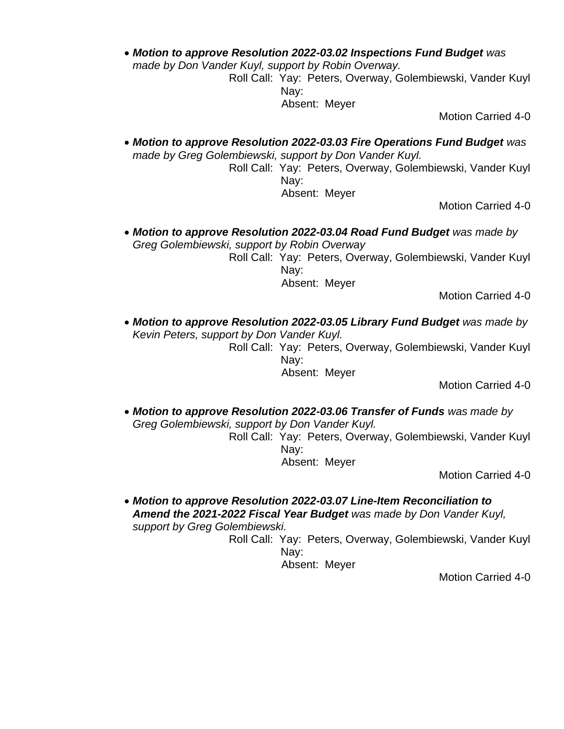- ***Motion to approve Resolution 2022-03.02 Inspections Fund Budget** was made by Don Vander Kuyl, support by Robin Overway.*

  Roll Call: Yay: Peters, Overway, Golembiewski, Vander Kuyl
  Nay:
  Absent: Meyer

  Motion Carried 4-0

- ***Motion to approve Resolution 2022-03.03 Fire Operations Fund Budget** was made by Greg Golembiewski, support by Don Vander Kuyl.*

  Roll Call: Yay: Peters, Overway, Golembiewski, Vander Kuyl
  Nay:
  Absent: Meyer

  Motion Carried 4-0

- ***Motion to approve Resolution 2022-03.04 Road Fund Budget** was made by Greg Golembiewski, support by Robin Overway*

  Roll Call: Yay: Peters, Overway, Golembiewski, Vander Kuyl
  Nay:
  Absent: Meyer

  Motion Carried 4-0

- ***Motion to approve Resolution 2022-03.05 Library Fund Budget** was made by Kevin Peters, support by Don Vander Kuyl.*

  Roll Call: Yay: Peters, Overway, Golembiewski, Vander Kuyl
  Nay:
  Absent: Meyer

  Motion Carried 4-0

- ***Motion to approve Resolution 2022-03.06 Transfer of Funds** was made by Greg Golembiewski, support by Don Vander Kuyl.*

  Roll Call: Yay: Peters, Overway, Golembiewski, Vander Kuyl
  Nay:
  Absent: Meyer

  Motion Carried 4-0

- ***Motion to approve Resolution 2022-03.07 Line-Item Reconciliation to Amend the 2021-2022 Fiscal Year Budget** was made by Don Vander Kuyl, support by Greg Golembiewski.*

  Roll Call: Yay: Peters, Overway, Golembiewski, Vander Kuyl
  Nay:
  Absent: Meyer

  Motion Carried 4-0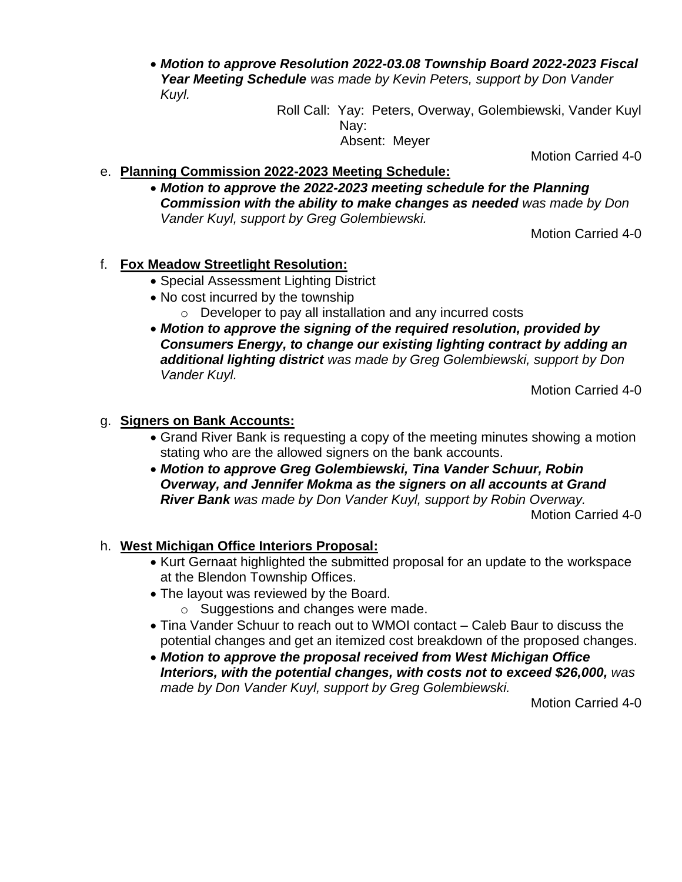- ***Motion to approve Resolution 2022-03.08 Township Board 2022-2023 Fiscal Year Meeting Schedule*** *was made by Kevin Peters, support by Don Vander Kuyl.*

  Roll Call: Yay: Peters, Overway, Golembiewski, Vander Kuyl
  Nay:
  Absent: Meyer

  Motion Carried 4-0

e. **Planning Commission 2022-2023 Meeting Schedule:**
   - ***Motion to approve the 2022-2023 meeting schedule for the Planning Commission with the ability to make changes as needed*** *was made by Don Vander Kuyl, support by Greg Golembiewski.*

     Motion Carried 4-0

f. **Fox Meadow Streetlight Resolution:**
   - Special Assessment Lighting District
   - No cost incurred by the township
     - Developer to pay all installation and any incurred costs
   - ***Motion to approve the signing of the required resolution, provided by Consumers Energy, to change our existing lighting contract by adding an additional lighting district*** *was made by Greg Golembiewski, support by Don Vander Kuyl.*

     Motion Carried 4-0

g. **Signers on Bank Accounts:**
   - Grand River Bank is requesting a copy of the meeting minutes showing a motion stating who are the allowed signers on the bank accounts.
   - ***Motion to approve Greg Golembiewski, Tina Vander Schuur, Robin Overway, and Jennifer Mokma as the signers on all accounts at Grand River Bank*** *was made by Don Vander Kuyl, support by Robin Overway.*

     Motion Carried 4-0

h. **West Michigan Office Interiors Proposal:**
   - Kurt Gernaat highlighted the submitted proposal for an update to the workspace at the Blendon Township Offices.
   - The layout was reviewed by the Board.
     - Suggestions and changes were made.
   - Tina Vander Schuur to reach out to WMOI contact – Caleb Baur to discuss the potential changes and get an itemized cost breakdown of the proposed changes.
   - ***Motion to approve the proposal received from West Michigan Office Interiors, with the potential changes, with costs not to exceed $26,000,*** *was made by Don Vander Kuyl, support by Greg Golembiewski.*

     Motion Carried 4-0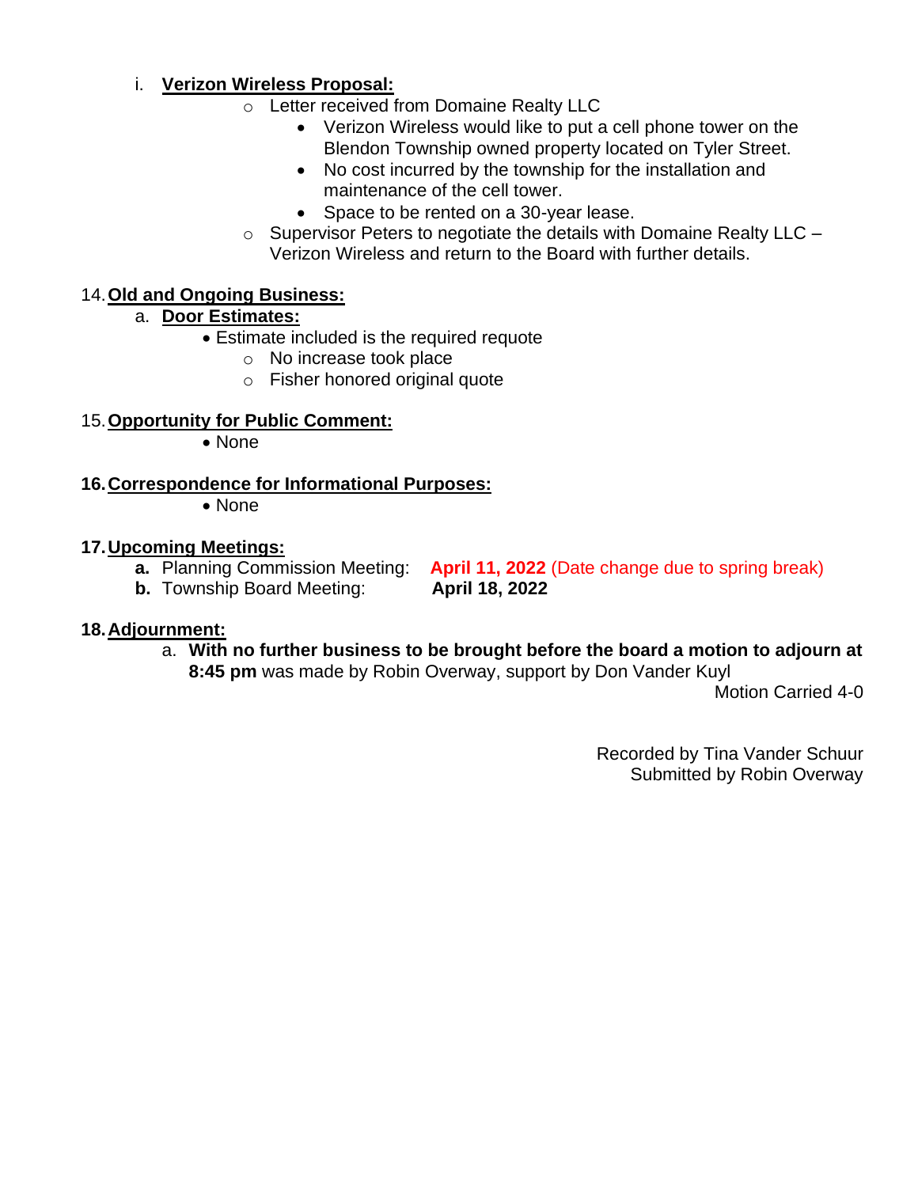i. **Verizon Wireless Proposal:**
   - Letter received from Domaine Realty LLC
     - Verizon Wireless would like to put a cell phone tower on the Blendon Township owned property located on Tyler Street.
     - No cost incurred by the township for the installation and maintenance of the cell tower.
     - Space to be rented on a 30-year lease.
   - Supervisor Peters to negotiate the details with Domaine Realty LLC – Verizon Wireless and return to the Board with further details.

## 14. Old and Ongoing Business:

a. **Door Estimates:**
   - Estimate included is the required requote
     - No increase took place
     - Fisher honored original quote

## 15. Opportunity for Public Comment:

- None

## 16. Correspondence for Informational Purposes:

- None

## 17. Upcoming Meetings:

**a.** Planning Commission Meeting: **April 11, 2022** (Date change due to spring break)
**b.** Township Board Meeting: **April 18, 2022**

## 18. Adjournment:

a. **With no further business to be brought before the board a motion to adjourn at 8:45 pm** was made by Robin Overway, support by Don Vander Kuyl

Motion Carried 4-0

Recorded by Tina Vander Schuur
Submitted by Robin Overway